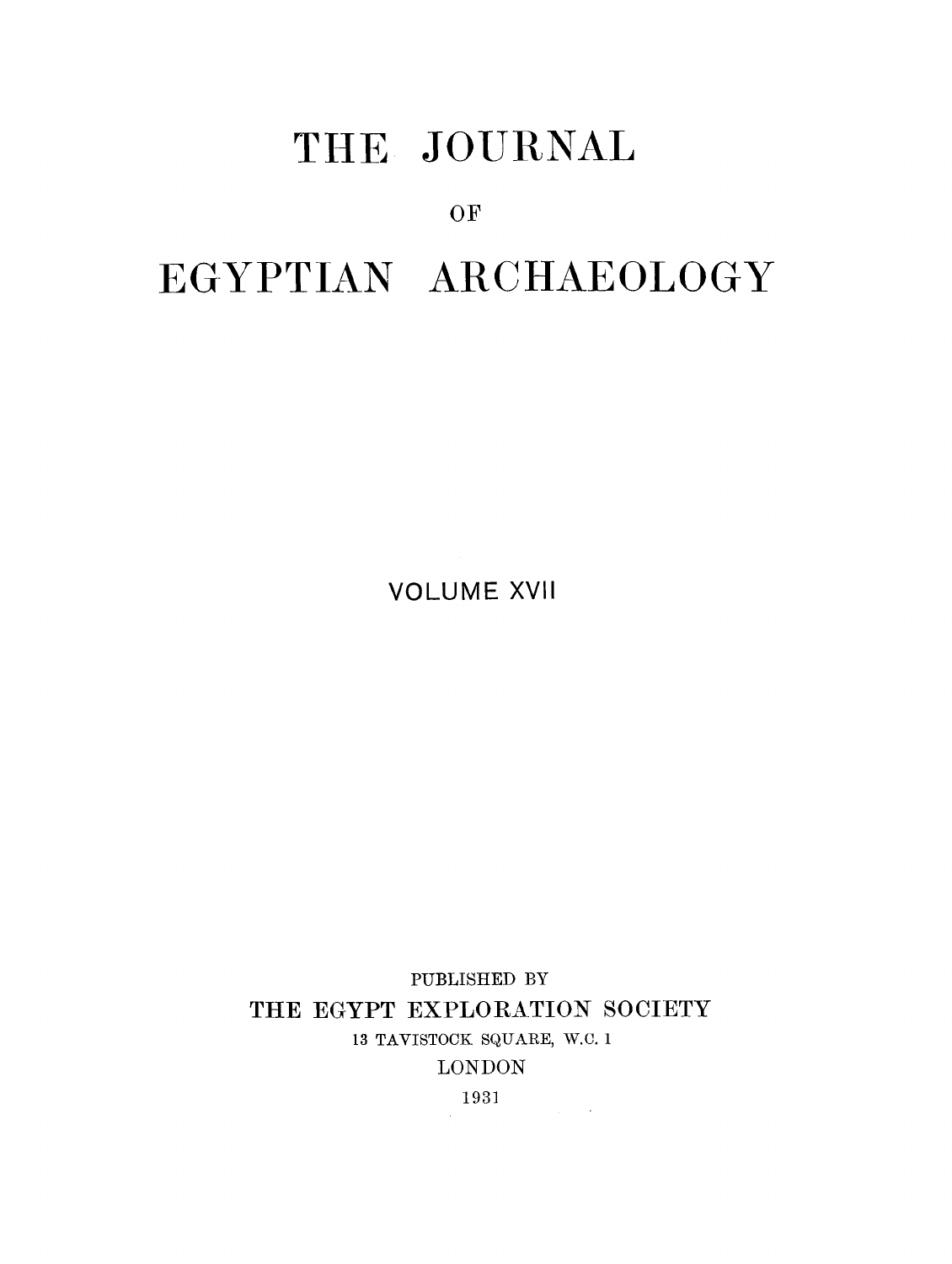# THE JOURNAL

OF

# EGYPTIAN ARCHAEOLOGY

VOLUME XVII

PUBLISHED BY

THE EGYPT EXPLORATION SOCIETY

13 TAVISTOCK SQUARE, W.C. 1

LONDON

1931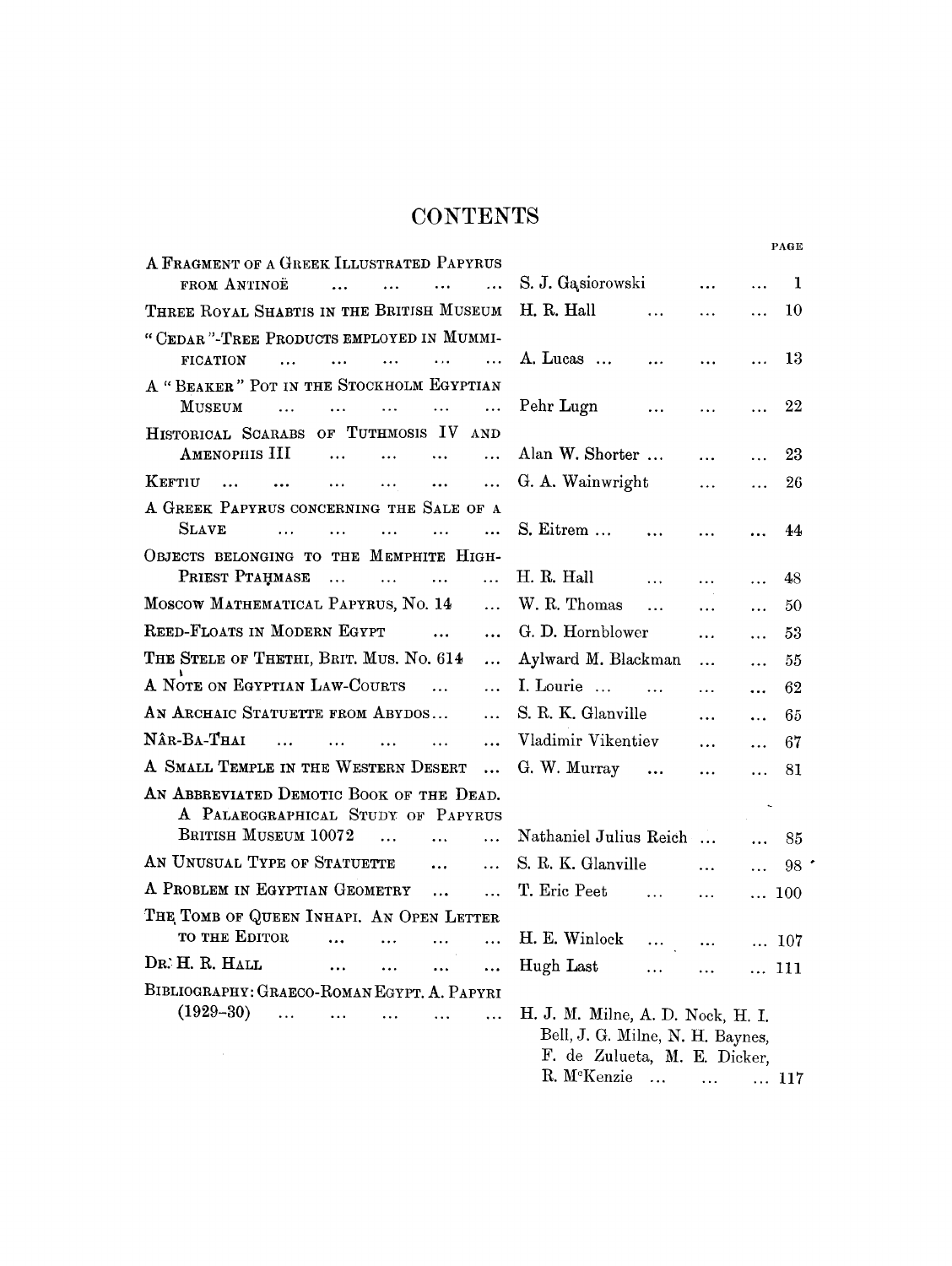# CONTENTS

| | | PAGE |
|---|---|---|
| A Fragment of a Greek Illustrated Papyrus from Antinoë | S. J. Gąsiorowski | 1 |
| Three Royal Shabtis in the British Museum | H. R. Hall | 10 |
| "Cedar"-Tree Products employed in Mummification | A. Lucas | 13 |
| A "Beaker" Pot in the Stockholm Egyptian Museum | Pehr Lugn | 22 |
| Historical Scarabs of Tuthmosis IV and Amenophis III | Alan W. Shorter | 23 |
| Keftiu | G. A. Wainwright | 26 |
| A Greek Papyrus concerning the Sale of a Slave | S. Eitrem | 44 |
| Objects belonging to the Memphite High-Priest Ptaḥmase | H. R. Hall | 48 |
| Moscow Mathematical Papyrus, No. 14 | W. R. Thomas | 50 |
| Reed-Floats in Modern Egypt | G. D. Hornblower | 53 |
| The Stele of Thethi, Brit. Mus. No. 614 | Aylward M. Blackman | 55 |
| A Note on Egyptian Law-Courts | I. Lourie | 62 |
| An Archaic Statuette from Abydos | S. R. K. Glanville | 65 |
| Nâr-Ba-Thai | Vladimir Vikentiev | 67 |
| A Small Temple in the Western Desert | G. W. Murray | 81 |
| An Abbreviated Demotic Book of the Dead. A Palaeographical Study of Papyrus British Museum 10072 | Nathaniel Julius Reich | 85 |
| An Unusual Type of Statuette | S. R. K. Glanville | 98 |
| A Problem in Egyptian Geometry | T. Eric Peet | 100 |
| The Tomb of Queen Inhapi. An Open Letter to the Editor | H. E. Winlock | 107 |
| Dr. H. R. Hall | Hugh Last | 111 |
| Bibliography: Graeco-Roman Egypt. A. Papyri (1929–30) | H. J. M. Milne, A. D. Nock, H. I. Bell, J. G. Milne, N. H. Baynes, F. de Zulueta, M. E. Dicker, R. McKenzie | 117 |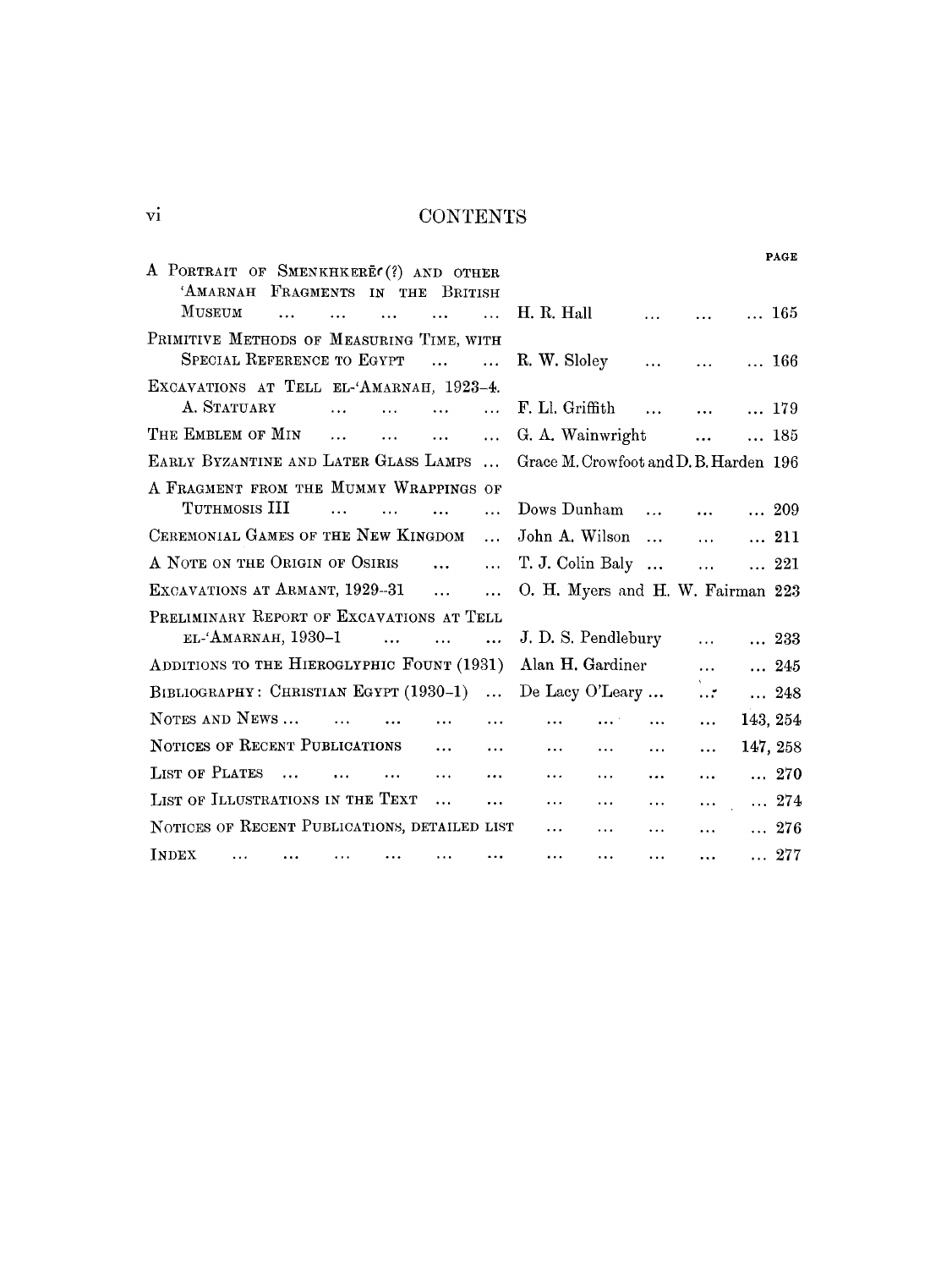# CONTENTS

| | | PAGE |
|---|---|---|
| A Portrait of Smenkhkerēʿ (?) and other ʿAmarnah Fragments in the British Museum | H. R. Hall | 165 |
| Primitive Methods of Measuring Time, with Special Reference to Egypt | R. W. Sloley | 166 |
| Excavations at Tell el-ʿAmarnah, 1923–4. A. Statuary | F. Ll. Griffith | 179 |
| The Emblem of Min | G. A. Wainwright | 185 |
| Early Byzantine and Later Glass Lamps | Grace M. Crowfoot and D. B. Harden | 196 |
| A Fragment from the Mummy Wrappings of Tuthmosis III | Dows Dunham | 209 |
| Ceremonial Games of the New Kingdom | John A. Wilson | 211 |
| A Note on the Origin of Osiris | T. J. Colin Baly | 221 |
| Excavations at Armant, 1929–31 | O. H. Myers and H. W. Fairman | 223 |
| Preliminary Report of Excavations at Tell el-ʿAmarnah, 1930–1 | J. D. S. Pendlebury | 233 |
| Additions to the Hieroglyphic Fount (1931) | Alan H. Gardiner | 245 |
| Bibliography: Christian Egypt (1930–1) | De Lacy O'Leary | 248 |
| Notes and News | | 143, 254 |
| Notices of Recent Publications | | 147, 258 |
| List of Plates | | 270 |
| List of Illustrations in the Text | | 274 |
| Notices of Recent Publications, detailed list | | 276 |
| Index | | 277 |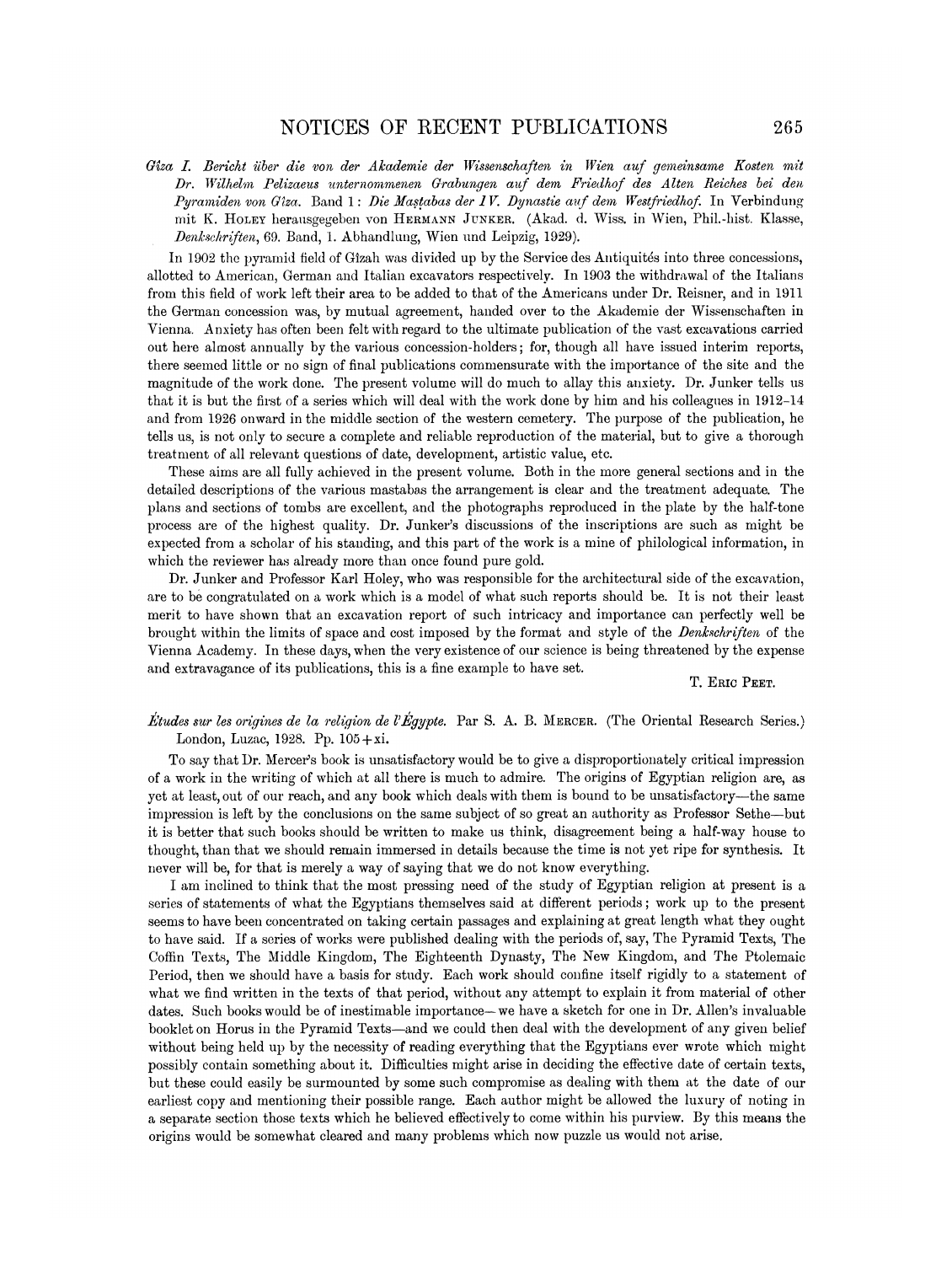*Gîza I. Bericht über die von der Akademie der Wissenschaften in Wien auf gemeinsame Kosten mit Dr. Wilhelm Pelizaeus unternommenen Grabungen auf dem Friedhof des Alten Reiches bei den Pyramiden von Gîza.* Band 1: *Die Mastabas der IV. Dynastie auf dem Westfriedhof.* In Verbindung mit K. Holey herausgegeben von Hermann Junker. (Akad. d. Wiss. in Wien, Phil.-hist. Klasse, *Denkschriften*, 69. Band, 1. Abhandlung, Wien und Leipzig, 1929).

In 1902 the pyramid field of Gîzah was divided up by the Service des Antiquités into three concessions, allotted to American, German and Italian excavators respectively. In 1903 the withdrawal of the Italians from this field of work left their area to be added to that of the Americans under Dr. Reisner, and in 1911 the German concession was, by mutual agreement, handed over to the Akademie der Wissenschaften in Vienna. Anxiety has often been felt with regard to the ultimate publication of the vast excavations carried out here almost annually by the various concession-holders; for, though all have issued interim reports, there seemed little or no sign of final publications commensurate with the importance of the site and the magnitude of the work done. The present volume will do much to allay this anxiety. Dr. Junker tells us that it is but the first of a series which will deal with the work done by him and his colleagues in 1912–14 and from 1926 onward in the middle section of the western cemetery. The purpose of the publication, he tells us, is not only to secure a complete and reliable reproduction of the material, but to give a thorough treatment of all relevant questions of date, development, artistic value, etc.

These aims are all fully achieved in the present volume. Both in the more general sections and in the detailed descriptions of the various mastabas the arrangement is clear and the treatment adequate. The plans and sections of tombs are excellent, and the photographs reproduced in the plate by the half-tone process are of the highest quality. Dr. Junker's discussions of the inscriptions are such as might be expected from a scholar of his standing, and this part of the work is a mine of philological information, in which the reviewer has already more than once found pure gold.

Dr. Junker and Professor Karl Holey, who was responsible for the architectural side of the excavation, are to be congratulated on a work which is a model of what such reports should be. It is not their least merit to have shown that an excavation report of such intricacy and importance can perfectly well be brought within the limits of space and cost imposed by the format and style of the *Denkschriften* of the Vienna Academy. In these days, when the very existence of our science is being threatened by the expense and extravagance of its publications, this is a fine example to have set.

T. Eric Peet.

*Études sur les origines de la religion de l'Égypte.* Par S. A. B. Mercer. (The Oriental Research Series.) London, Luzac, 1928. Pp. 105+xi.

To say that Dr. Mercer's book is unsatisfactory would be to give a disproportionately critical impression of a work in the writing of which at all there is much to admire. The origins of Egyptian religion are, as yet at least, out of our reach, and any book which deals with them is bound to be unsatisfactory—the same impression is left by the conclusions on the same subject of so great an authority as Professor Sethe—but it is better that such books should be written to make us think, disagreement being a half-way house to thought, than that we should remain immersed in details because the time is not yet ripe for synthesis. It never will be, for that is merely a way of saying that we do not know everything.

I am inclined to think that the most pressing need of the study of Egyptian religion at present is a series of statements of what the Egyptians themselves said at different periods; work up to the present seems to have been concentrated on taking certain passages and explaining at great length what they ought to have said. If a series of works were published dealing with the periods of, say, The Pyramid Texts, The Coffin Texts, The Middle Kingdom, The Eighteenth Dynasty, The New Kingdom, and The Ptolemaic Period, then we should have a basis for study. Each work should confine itself rigidly to a statement of what we find written in the texts of that period, without any attempt to explain it from material of other dates. Such books would be of inestimable importance—we have a sketch for one in Dr. Allen's invaluable booklet on Horus in the Pyramid Texts—and we could then deal with the development of any given belief without being held up by the necessity of reading everything that the Egyptians ever wrote which might possibly contain something about it. Difficulties might arise in deciding the effective date of certain texts, but these could easily be surmounted by some such compromise as dealing with them at the date of our earliest copy and mentioning their possible range. Each author might be allowed the luxury of noting in a separate section those texts which he believed effectively to come within his purview. By this means the origins would be somewhat cleared and many problems which now puzzle us would not arise.